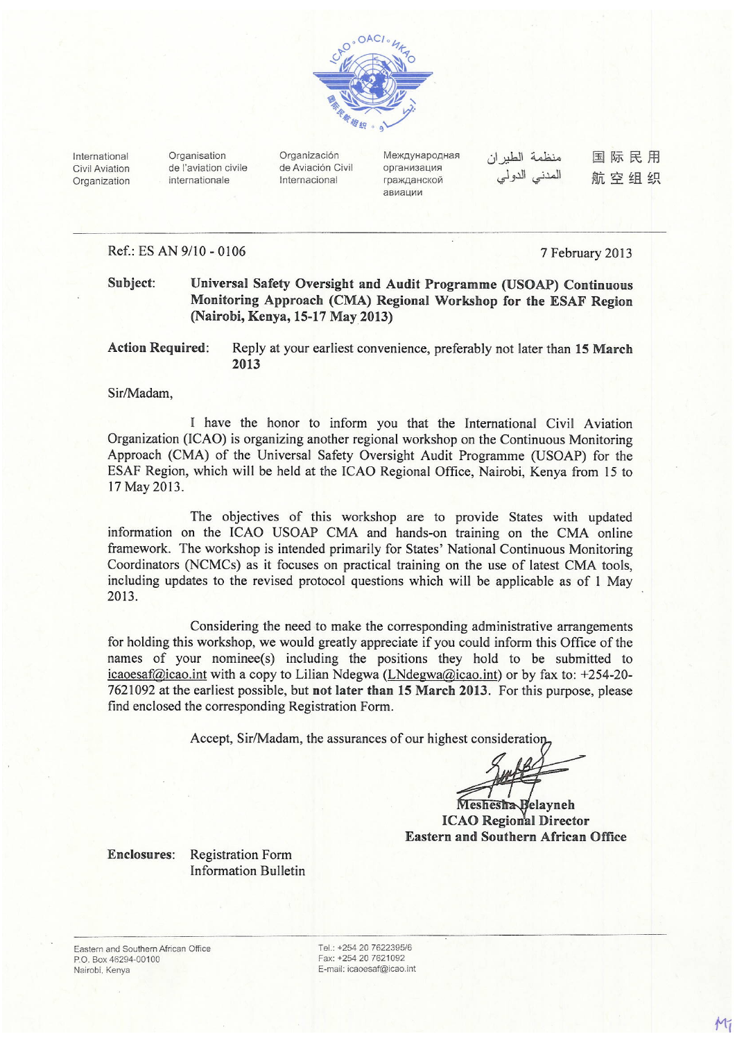International Civil Aviation Organization | Organisation de l'aviation civile internationale | Organización de Aviación Civil Internacional | Международная организация гражданской авиации | منظمة الطيران المدني الدولي | 国际民用航空组织

Ref.: ES AN 9/10 - 0106

7 February 2013

**Subject:** **Universal Safety Oversight and Audit Programme (USOAP) Continuous Monitoring Approach (CMA) Regional Workshop for the ESAF Region (Nairobi, Kenya, 15-17 May 2013)**

**Action Required:** Reply at your earliest convenience, preferably not later than **15 March 2013**

Sir/Madam,

I have the honor to inform you that the International Civil Aviation Organization (ICAO) is organizing another regional workshop on the Continuous Monitoring Approach (CMA) of the Universal Safety Oversight Audit Programme (USOAP) for the ESAF Region, which will be held at the ICAO Regional Office, Nairobi, Kenya from 15 to 17 May 2013.

The objectives of this workshop are to provide States with updated information on the ICAO USOAP CMA and hands-on training on the CMA online framework. The workshop is intended primarily for States' National Continuous Monitoring Coordinators (NCMCs) as it focuses on practical training on the use of latest CMA tools, including updates to the revised protocol questions which will be applicable as of 1 May 2013.

Considering the need to make the corresponding administrative arrangements for holding this workshop, we would greatly appreciate if you could inform this Office of the names of your nominee(s) including the positions they hold to be submitted to icaoesaf@icao.int with a copy to Lilian Ndegwa (LNdegwa@icao.int) or by fax to: +254-20-7621092 at the earliest possible, but **not later than 15 March 2013**. For this purpose, please find enclosed the corresponding Registration Form.

Accept, Sir/Madam, the assurances of our highest consideration.

**Meshesha Belayneh**
**ICAO Regional Director**
**Eastern and Southern African Office**

**Enclosures:** Registration Form
Information Bulletin

Eastern and Southern African Office
P.O. Box 46294-00100
Nairobi, Kenya

Tel.: +254 20 7622395/6
Fax: +254 20 7621092
E-mail: icaoesaf@icao.int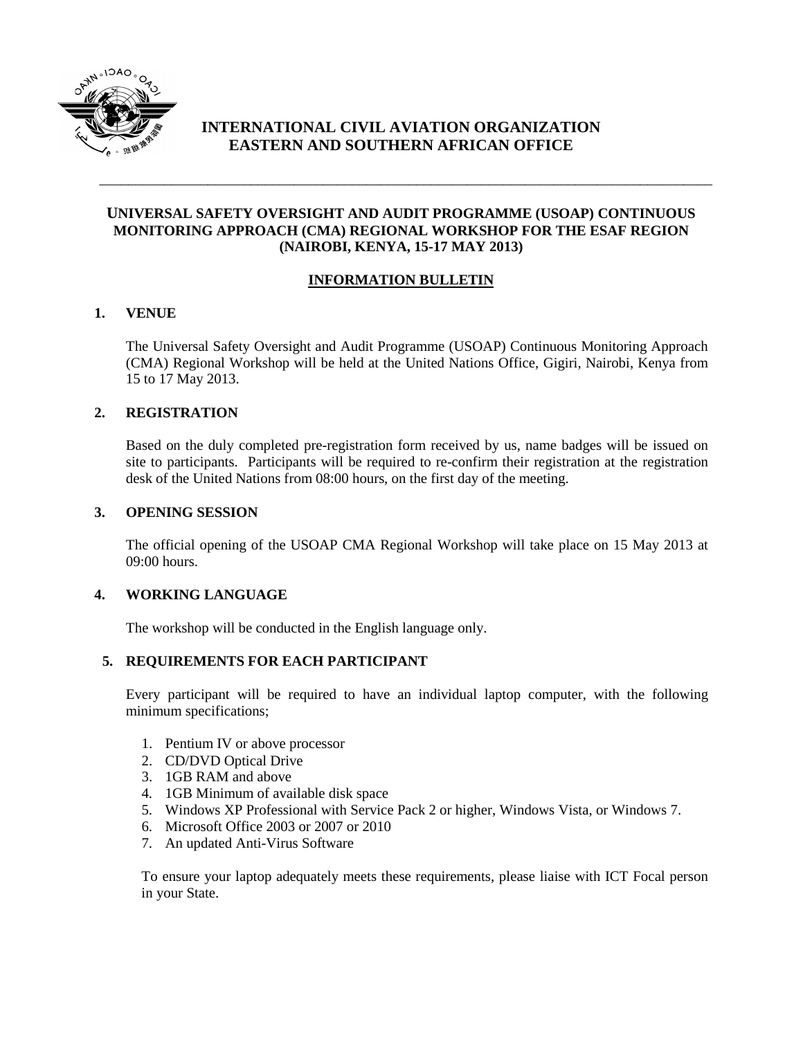# INTERNATIONAL CIVIL AVIATION ORGANIZATION
# EASTERN AND SOUTHERN AFRICAN OFFICE

---

**UNIVERSAL SAFETY OVERSIGHT AND AUDIT PROGRAMME (USOAP) CONTINUOUS MONITORING APPROACH (CMA) REGIONAL WORKSHOP FOR THE ESAF REGION (NAIROBI, KENYA, 15-17 MAY 2013)**

## INFORMATION BULLETIN

### 1. VENUE

The Universal Safety Oversight and Audit Programme (USOAP) Continuous Monitoring Approach (CMA) Regional Workshop will be held at the United Nations Office, Gigiri, Nairobi, Kenya from 15 to 17 May 2013.

### 2. REGISTRATION

Based on the duly completed pre-registration form received by us, name badges will be issued on site to participants. Participants will be required to re-confirm their registration at the registration desk of the United Nations from 08:00 hours, on the first day of the meeting.

### 3. OPENING SESSION

The official opening of the USOAP CMA Regional Workshop will take place on 15 May 2013 at 09:00 hours.

### 4. WORKING LANGUAGE

The workshop will be conducted in the English language only.

### 5. REQUIREMENTS FOR EACH PARTICIPANT

Every participant will be required to have an individual laptop computer, with the following minimum specifications;

1. Pentium IV or above processor
2. CD/DVD Optical Drive
3. 1GB RAM and above
4. 1GB Minimum of available disk space
5. Windows XP Professional with Service Pack 2 or higher, Windows Vista, or Windows 7.
6. Microsoft Office 2003 or 2007 or 2010
7. An updated Anti-Virus Software

To ensure your laptop adequately meets these requirements, please liaise with ICT Focal person in your State.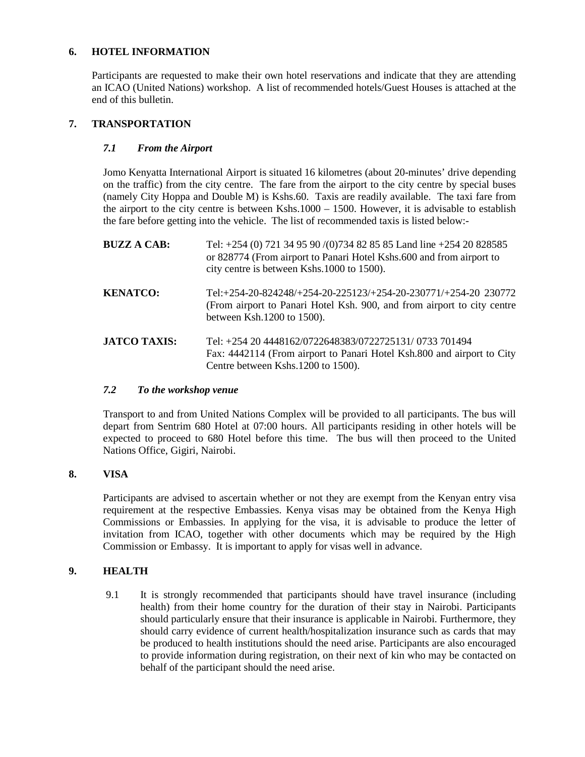## 6. HOTEL INFORMATION

Participants are requested to make their own hotel reservations and indicate that they are attending an ICAO (United Nations) workshop. A list of recommended hotels/Guest Houses is attached at the end of this bulletin.

## 7. TRANSPORTATION

### *7.1 From the Airport*

Jomo Kenyatta International Airport is situated 16 kilometres (about 20-minutes' drive depending on the traffic) from the city centre. The fare from the airport to the city centre by special buses (namely City Hoppa and Double M) is Kshs.60. Taxis are readily available. The taxi fare from the airport to the city centre is between Kshs.1000 – 1500. However, it is advisable to establish the fare before getting into the vehicle. The list of recommended taxis is listed below:-

**BUZZ A CAB:** Tel: +254 (0) 721 34 95 90 /(0)734 82 85 85 Land line +254 20 828585 or 828774 (From airport to Panari Hotel Kshs.600 and from airport to city centre is between Kshs.1000 to 1500).

**KENATCO:** Tel:+254-20-824248/+254-20-225123/+254-20-230771/+254-20 230772 (From airport to Panari Hotel Ksh. 900, and from airport to city centre between Ksh.1200 to 1500).

**JATCO TAXIS:** Tel: +254 20 4448162/0722648383/0722725131/ 0733 701494 Fax: 4442114 (From airport to Panari Hotel Ksh.800 and airport to City Centre between Kshs.1200 to 1500).

### *7.2 To the workshop venue*

Transport to and from United Nations Complex will be provided to all participants. The bus will depart from Sentrim 680 Hotel at 07:00 hours. All participants residing in other hotels will be expected to proceed to 680 Hotel before this time. The bus will then proceed to the United Nations Office, Gigiri, Nairobi.

## 8. VISA

Participants are advised to ascertain whether or not they are exempt from the Kenyan entry visa requirement at the respective Embassies. Kenya visas may be obtained from the Kenya High Commissions or Embassies. In applying for the visa, it is advisable to produce the letter of invitation from ICAO, together with other documents which may be required by the High Commission or Embassy. It is important to apply for visas well in advance.

## 9. HEALTH

9.1 It is strongly recommended that participants should have travel insurance (including health) from their home country for the duration of their stay in Nairobi. Participants should particularly ensure that their insurance is applicable in Nairobi. Furthermore, they should carry evidence of current health/hospitalization insurance such as cards that may be produced to health institutions should the need arise. Participants are also encouraged to provide information during registration, on their next of kin who may be contacted on behalf of the participant should the need arise.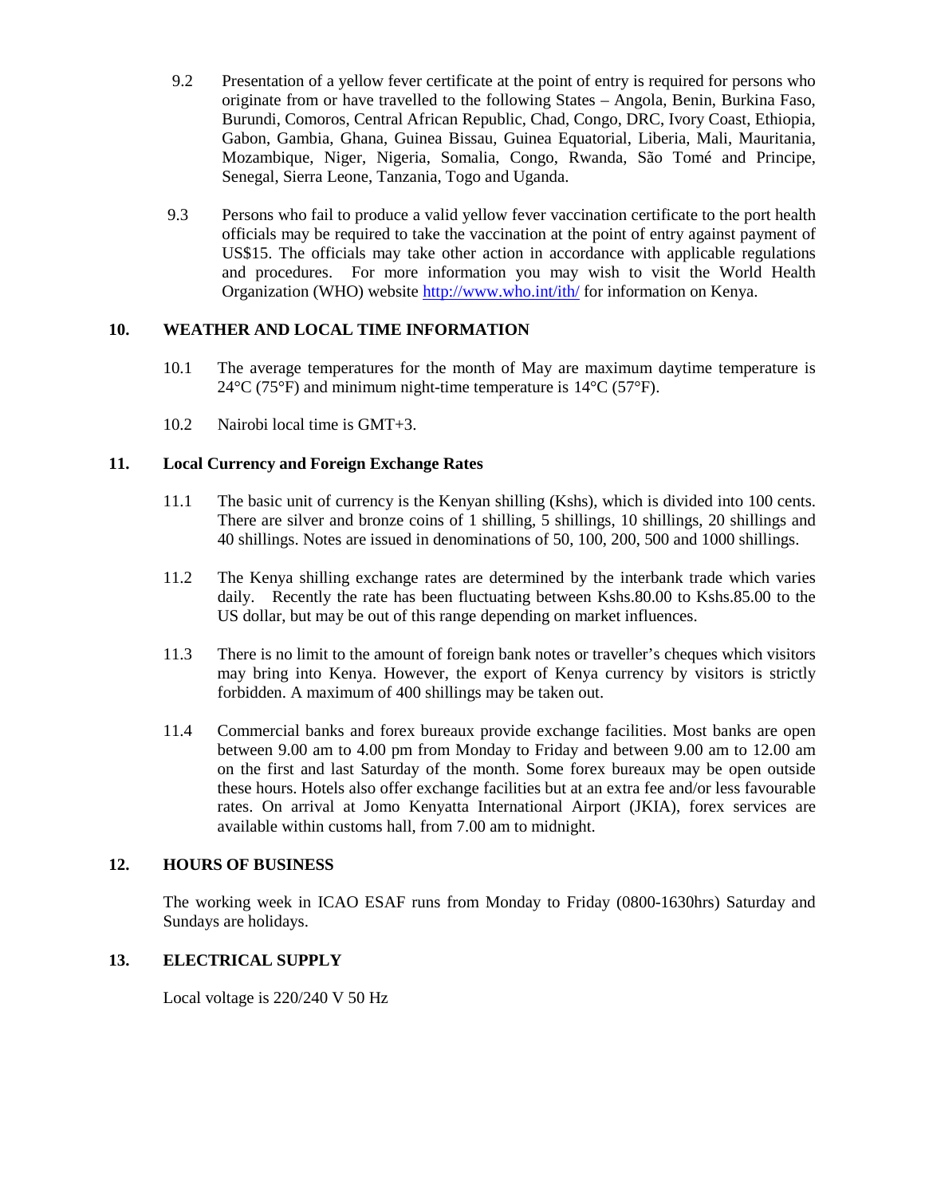9.2 Presentation of a yellow fever certificate at the point of entry is required for persons who originate from or have travelled to the following States – Angola, Benin, Burkina Faso, Burundi, Comoros, Central African Republic, Chad, Congo, DRC, Ivory Coast, Ethiopia, Gabon, Gambia, Ghana, Guinea Bissau, Guinea Equatorial, Liberia, Mali, Mauritania, Mozambique, Niger, Nigeria, Somalia, Congo, Rwanda, São Tomé and Principe, Senegal, Sierra Leone, Tanzania, Togo and Uganda.

9.3 Persons who fail to produce a valid yellow fever vaccination certificate to the port health officials may be required to take the vaccination at the point of entry against payment of US$15. The officials may take other action in accordance with applicable regulations and procedures. For more information you may wish to visit the World Health Organization (WHO) website http://www.who.int/ith/ for information on Kenya.

## 10. WEATHER AND LOCAL TIME INFORMATION

10.1 The average temperatures for the month of May are maximum daytime temperature is 24°C (75°F) and minimum night-time temperature is 14°C (57°F).

10.2 Nairobi local time is GMT+3.

## 11. Local Currency and Foreign Exchange Rates

11.1 The basic unit of currency is the Kenyan shilling (Kshs), which is divided into 100 cents. There are silver and bronze coins of 1 shilling, 5 shillings, 10 shillings, 20 shillings and 40 shillings. Notes are issued in denominations of 50, 100, 200, 500 and 1000 shillings.

11.2 The Kenya shilling exchange rates are determined by the interbank trade which varies daily. Recently the rate has been fluctuating between Kshs.80.00 to Kshs.85.00 to the US dollar, but may be out of this range depending on market influences.

11.3 There is no limit to the amount of foreign bank notes or traveller's cheques which visitors may bring into Kenya. However, the export of Kenya currency by visitors is strictly forbidden. A maximum of 400 shillings may be taken out.

11.4 Commercial banks and forex bureaux provide exchange facilities. Most banks are open between 9.00 am to 4.00 pm from Monday to Friday and between 9.00 am to 12.00 am on the first and last Saturday of the month. Some forex bureaux may be open outside these hours. Hotels also offer exchange facilities but at an extra fee and/or less favourable rates. On arrival at Jomo Kenyatta International Airport (JKIA), forex services are available within customs hall, from 7.00 am to midnight.

## 12. HOURS OF BUSINESS

The working week in ICAO ESAF runs from Monday to Friday (0800-1630hrs) Saturday and Sundays are holidays.

## 13. ELECTRICAL SUPPLY

Local voltage is 220/240 V 50 Hz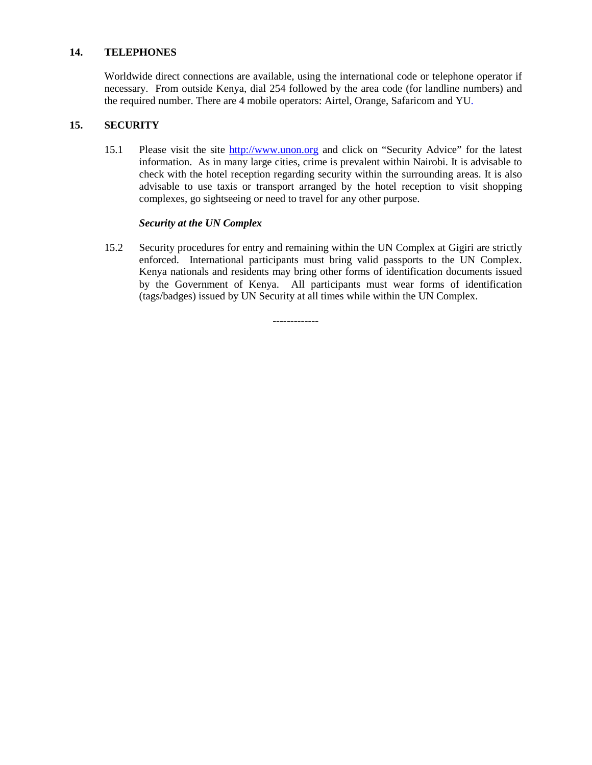## 14. TELEPHONES

Worldwide direct connections are available, using the international code or telephone operator if necessary. From outside Kenya, dial 254 followed by the area code (for landline numbers) and the required number. There are 4 mobile operators: Airtel, Orange, Safaricom and YU.

## 15. SECURITY

15.1 Please visit the site http://www.unon.org and click on "Security Advice" for the latest information. As in many large cities, crime is prevalent within Nairobi. It is advisable to check with the hotel reception regarding security within the surrounding areas. It is also advisable to use taxis or transport arranged by the hotel reception to visit shopping complexes, go sightseeing or need to travel for any other purpose.

***Security at the UN Complex***

15.2 Security procedures for entry and remaining within the UN Complex at Gigiri are strictly enforced. International participants must bring valid passports to the UN Complex. Kenya nationals and residents may bring other forms of identification documents issued by the Government of Kenya. All participants must wear forms of identification (tags/badges) issued by UN Security at all times while within the UN Complex.

-------------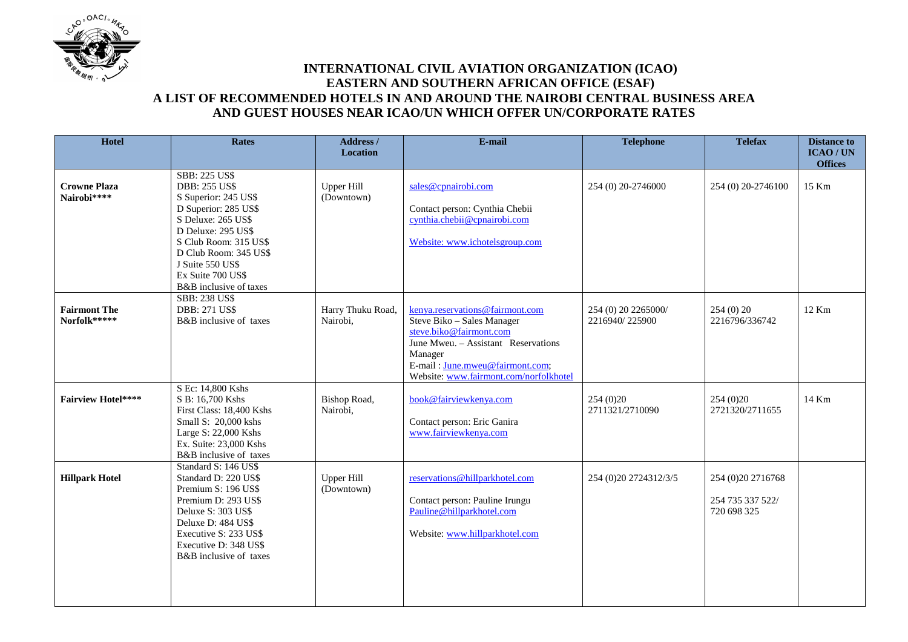# INTERNATIONAL CIVIL AVIATION ORGANIZATION (ICAO)
## EASTERN AND SOUTHERN AFRICAN OFFICE (ESAF)
## A LIST OF RECOMMENDED HOTELS IN AND AROUND THE NAIROBI CENTRAL BUSINESS AREA AND GUEST HOUSES NEAR ICAO/UN WHICH OFFER UN/CORPORATE RATES

| Hotel | Rates | Address / Location | E-mail | Telephone | Telefax | Distance to ICAO / UN Offices |
|---|---|---|---|---|---|---|
| **Crowne Plaza Nairobi****** | SBB: 225 US$<br>DBB: 255 US$<br>S Superior: 245 US$<br>D Superior: 285 US$<br>S Deluxe: 265 US$<br>D Deluxe: 295 US$<br>S Club Room: 315 US$<br>D Club Room: 345 US$<br>J Suite 550 US$<br>Ex Suite 700 US$<br>B&B inclusive of taxes | Upper Hill (Downtown) | sales@cpnairobi.com<br>Contact person: Cynthia Chebii<br>cynthia.chebii@cpnairobi.com<br>Website: www.ichotelsgroup.com | 254 (0) 20-2746000 | 254 (0) 20-2746100 | 15 Km |
| **Fairmont The Norfolk******* | SBB: 238 US$<br>DBB: 271 US$<br>B&B inclusive of taxes | Harry Thuku Road, Nairobi, | kenya.reservations@fairmont.com<br>Steve Biko – Sales Manager<br>steve.biko@fairmont.com<br>June Mweu. – Assistant Reservations Manager<br>E-mail : June.mweu@fairmont.com;<br>Website: www.fairmont.com/norfolkhotel | 254 (0) 20 2265000/ 2216940/ 225900 | 254 (0) 20 2216796/336742 | 12 Km |
| **Fairview Hotel****** | S Ec: 14,800 Kshs<br>S B: 16,700 Kshs<br>First Class: 18,400 Kshs<br>Small S: 20,000 kshs<br>Large S: 22,000 Kshs<br>Ex. Suite: 23,000 Kshs<br>B&B inclusive of taxes | Bishop Road, Nairobi, | book@fairviewkenya.com<br>Contact person: Eric Ganira<br>www.fairviewkenya.com | 254 (0)20 2711321/2710090 | 254 (0)20 2721320/2711655 | 14 Km |
| **Hillpark Hotel** | Standard S: 146 US$<br>Standard D: 220 US$<br>Premium S: 196 US$<br>Premium D: 293 US$<br>Deluxe S: 303 US$<br>Deluxe D: 484 US$<br>Executive S: 233 US$<br>Executive D: 348 US$<br>B&B inclusive of taxes | Upper Hill (Downtown) | reservations@hillparkhotel.com<br>Contact person: Pauline Irungu<br>Pauline@hillparkhotel.com<br>Website: www.hillparkhotel.com | 254 (0)20 2724312/3/5 | 254 (0)20 2716768<br>254 735 337 522/ 720 698 325 | |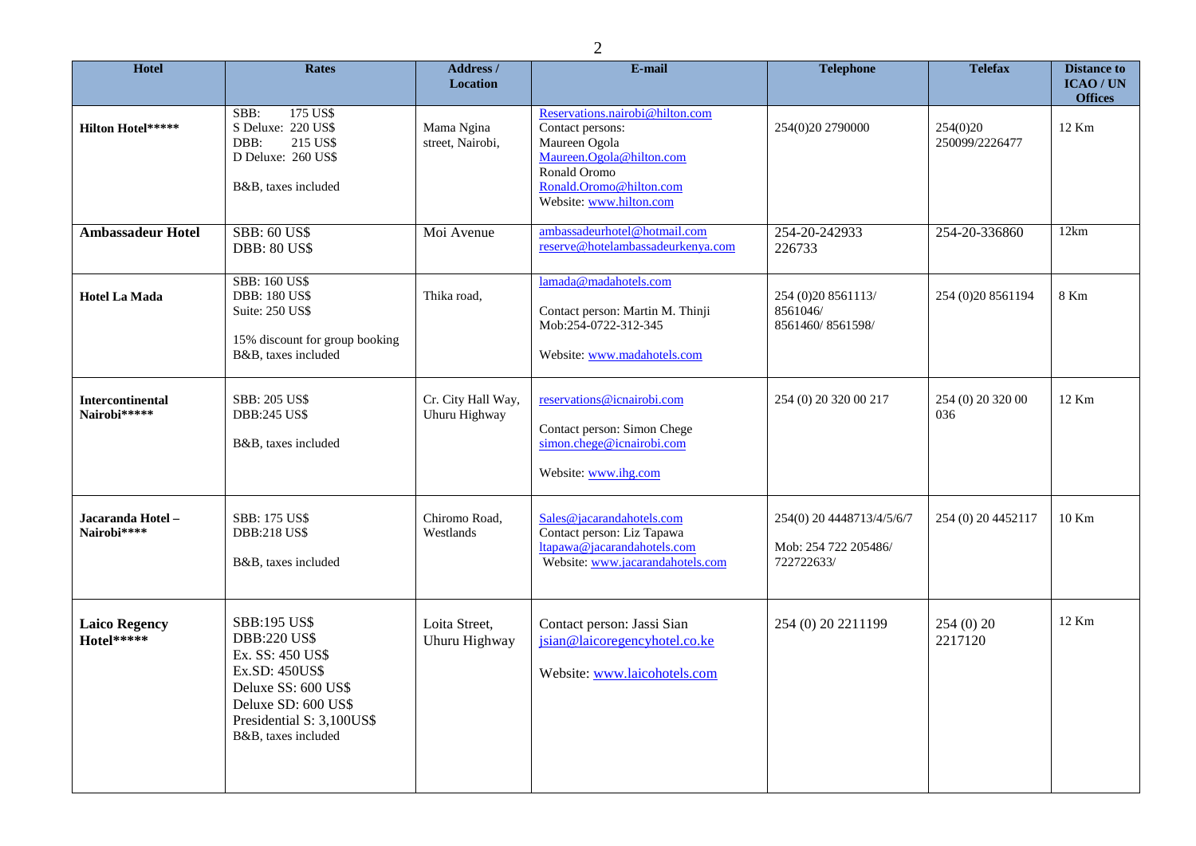| Hotel | Rates | Address / Location | E-mail | Telephone | Telefax | Distance to ICAO / UN Offices |
|---|---|---|---|---|---|---|
| **Hilton Hotel***** | SBB: 175 US$<br>S Deluxe: 220 US$<br>DBB: 215 US$<br>D Deluxe: 260 US$<br><br>B&B, taxes included | Mama Ngina street, Nairobi, | Reservations.nairobi@hilton.com<br>Contact persons:<br>Maureen Ogola<br>Maureen.Ogola@hilton.com<br>Ronald Oromo<br>Ronald.Oromo@hilton.com<br>Website: www.hilton.com | 254(0)20 2790000 | 254(0)20 250099/2226477 | 12 Km |
| **Ambassadeur Hotel** | SBB: 60 US$<br>DBB: 80 US$ | Moi Avenue | ambassadeurhotel@hotmail.com<br>reserve@hotelambassadeurkenya.com | 254-20-242933<br>226733 | 254-20-336860 | 12km |
| **Hotel La Mada** | SBB: 160 US$<br>DBB: 180 US$<br>Suite: 250 US$<br><br>15% discount for group booking<br>B&B, taxes included | Thika road, | lamada@madahotels.com<br><br>Contact person: Martin M. Thinji<br>Mob:254-0722-312-345<br><br>Website: www.madahotels.com | 254 (0)20 8561113/<br>8561046/<br>8561460/ 8561598/ | 254 (0)20 8561194 | 8 Km |
| **Intercontinental Nairobi***** | SBB: 205 US$<br>DBB:245 US$<br><br>B&B, taxes included | Cr. City Hall Way, Uhuru Highway | reservations@icnairobi.com<br><br>Contact person: Simon Chege<br>simon.chege@icnairobi.com<br><br>Website: www.ihg.com | 254 (0) 20 320 00 217 | 254 (0) 20 320 00 036 | 12 Km |
| **Jacaranda Hotel – Nairobi**** | SBB: 175 US$<br>DBB:218 US$<br><br>B&B, taxes included | Chiromo Road, Westlands | Sales@jacarandahotels.com<br>Contact person: Liz Tapawa<br>ltapawa@jacarandahotels.com<br>Website: www.jacarandahotels.com | 254(0) 20 4448713/4/5/6/7<br><br>Mob: 254 722 205486/<br>722722633/ | 254 (0) 20 4452117 | 10 Km |
| **Laico Regency Hotel***** | SBB:195 US$<br>DBB:220 US$<br>Ex. SS: 450 US$<br>Ex.SD: 450US$<br>Deluxe SS: 600 US$<br>Deluxe SD: 600 US$<br>Presidential S: 3,100US$<br>B&B, taxes included | Loita Street, Uhuru Highway | Contact person: Jassi Sian<br>jsian@laicoregencyhotel.co.ke<br><br>Website: www.laicohotels.com | 254 (0) 20 2211199 | 254 (0) 20 2217120 | 12 Km |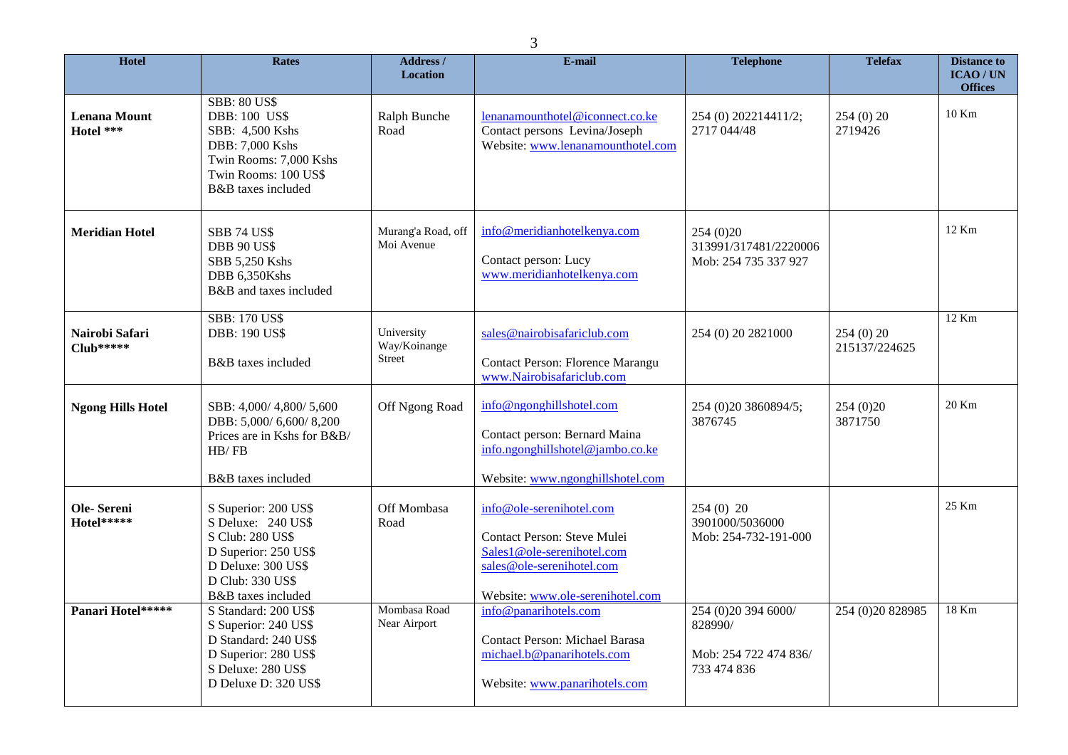| Hotel | Rates | Address / Location | E-mail | Telephone | Telefax | Distance to ICAO / UN Offices |
|---|---|---|---|---|---|---|
| **Lenana Mount Hotel \*\*\*** | SBB: 80 US$<br>DBB: 100 US$<br>SBB: 4,500 Kshs<br>DBB: 7,000 Kshs<br>Twin Rooms: 7,000 Kshs<br>Twin Rooms: 100 US$<br>B&B taxes included | Ralph Bunche Road | lenanamounthotel@iconnect.co.ke<br>Contact persons Levina/Joseph<br>Website: www.lenanamounthotel.com | 254 (0) 202214411/2;<br>2717 044/48 | 254 (0) 20<br>2719426 | 10 Km |
| **Meridian Hotel** | SBB 74 US$<br>DBB 90 US$<br>SBB 5,250 Kshs<br>DBB 6,350Kshs<br>B&B and taxes included | Murang'a Road, off Moi Avenue | info@meridianhotelkenya.com<br><br>Contact person: Lucy<br>www.meridianhotelkenya.com | 254 (0)20<br>313991/317481/2220006<br>Mob: 254 735 337 927 | | 12 Km |
| **Nairobi Safari Club\*\*\*\*\*** | SBB: 170 US$<br>DBB: 190 US$<br><br>B&B taxes included | University Way/Koinange Street | sales@nairobisafariclub.com<br><br>Contact Person: Florence Marangu<br>www.Nairobisafariclub.com | 254 (0) 20 2821000 | 254 (0) 20<br>215137/224625 | 12 Km |
| **Ngong Hills Hotel** | SBB: 4,000/ 4,800/ 5,600<br>DBB: 5,000/ 6,600/ 8,200<br>Prices are in Kshs for B&B/ HB/ FB<br><br>B&B taxes included | Off Ngong Road | info@ngonghillshotel.com<br><br>Contact person: Bernard Maina<br>info.ngonghillshotel@jambo.co.ke<br><br>Website: www.ngonghillshotel.com | 254 (0)20 3860894/5;<br>3876745 | 254 (0)20<br>3871750 | 20 Km |
| **Ole- Sereni Hotel\*\*\*\*\*** | S Superior: 200 US$<br>S Deluxe: 240 US$<br>S Club: 280 US$<br>D Superior: 250 US$<br>D Deluxe: 300 US$<br>D Club: 330 US$<br>B&B taxes included | Off Mombasa Road | info@ole-serenihotel.com<br><br>Contact Person: Steve Mulei<br>Sales1@ole-serenihotel.com<br>sales@ole-serenihotel.com<br><br>Website: www.ole-serenihotel.com | 254 (0) 20<br>3901000/5036000<br>Mob: 254-732-191-000 | | 25 Km |
| **Panari Hotel\*\*\*\*\*** | S Standard: 200 US$<br>S Superior: 240 US$<br>D Standard: 240 US$<br>D Superior: 280 US$<br>S Deluxe: 280 US$<br>D Deluxe D: 320 US$ | Mombasa Road Near Airport | info@panarihotels.com<br><br>Contact Person: Michael Barasa<br>michael.b@panarihotels.com<br><br>Website: www.panarihotels.com | 254 (0)20 394 6000/<br>828990/<br><br>Mob: 254 722 474 836/<br>733 474 836 | 254 (0)20 828985 | 18 Km |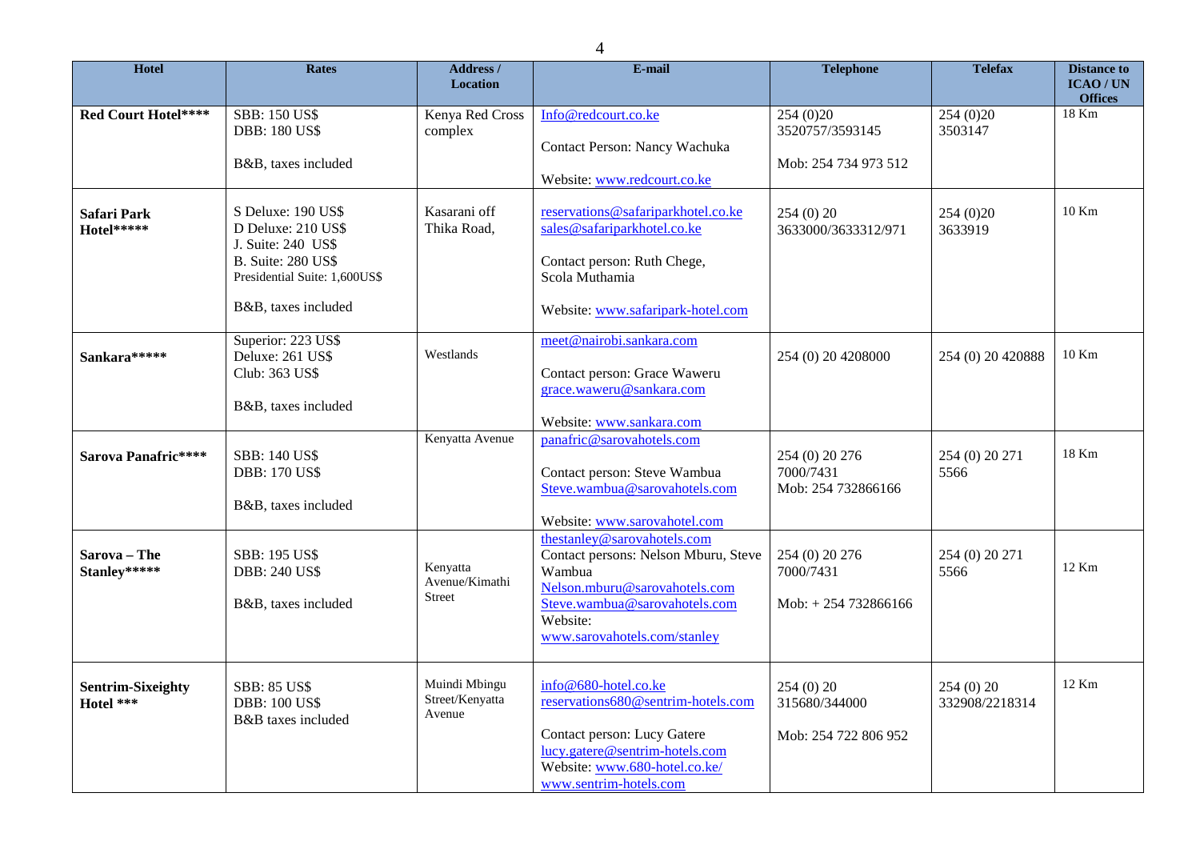| Hotel | Rates | Address / Location | E-mail | Telephone | Telefax | Distance to ICAO / UN Offices |
|---|---|---|---|---|---|---|
| **Red Court Hotel\*\*\*\*** | SBB: 150 US$<br>DBB: 180 US$<br><br>B&B, taxes included | Kenya Red Cross complex | Info@redcourt.co.ke<br><br>Contact Person: Nancy Wachuka<br><br>Website: www.redcourt.co.ke | 254 (0)20 3520757/3593145<br><br>Mob: 254 734 973 512 | 254 (0)20 3503147 | 18 Km |
| **Safari Park Hotel\*\*\*\*\*** | S Deluxe: 190 US$<br>D Deluxe: 210 US$<br>J. Suite: 240 US$<br>B. Suite: 280 US$<br>Presidential Suite: 1,600US$<br><br>B&B, taxes included | Kasarani off Thika Road, | reservations@safariparkhotel.co.ke<br>sales@safariparkhotel.co.ke<br><br>Contact person: Ruth Chege, Scola Muthamia<br><br>Website: www.safaripark-hotel.com | 254 (0) 20 3633000/3633312/971 | 254 (0)20 3633919 | 10 Km |
| **Sankara\*\*\*\*\*** | Superior: 223 US$<br>Deluxe: 261 US$<br>Club: 363 US$<br><br>B&B, taxes included | Westlands | meet@nairobi.sankara.com<br><br>Contact person: Grace Waweru<br>grace.waweru@sankara.com<br><br>Website: www.sankara.com | 254 (0) 20 4208000 | 254 (0) 20 420888 | 10 Km |
| **Sarova Panafric\*\*\*\*** | SBB: 140 US$<br>DBB: 170 US$<br><br>B&B, taxes included | Kenyatta Avenue | panafric@sarovahotels.com<br><br>Contact person: Steve Wambua<br>Steve.wambua@sarovahotels.com<br><br>Website: www.sarovahotel.com | 254 (0) 20 276 7000/7431<br>Mob: 254 732866166 | 254 (0) 20 271 5566 | 18 Km |
| **Sarova – The Stanley\*\*\*\*\*** | SBB: 195 US$<br>DBB: 240 US$<br><br>B&B, taxes included | Kenyatta Avenue/Kimathi Street | thestanley@sarovahotels.com<br>Contact persons: Nelson Mburu, Steve Wambua<br>Nelson.mburu@sarovahotels.com<br>Steve.wambua@sarovahotels.com<br>Website:<br>www.sarovahotels.com/stanley | 254 (0) 20 276 7000/7431<br><br>Mob: + 254 732866166 | 254 (0) 20 271 5566 | 12 Km |
| **Sentrim-Sixeighty Hotel \*\*\*** | SBB: 85 US$<br>DBB: 100 US$<br>B&B taxes included | Muindi Mbingu Street/Kenyatta Avenue | info@680-hotel.co.ke<br>reservations680@sentrim-hotels.com<br><br>Contact person: Lucy Gatere<br>lucy.gatere@sentrim-hotels.com<br>Website: www.680-hotel.co.ke/<br>www.sentrim-hotels.com | 254 (0) 20 315680/344000<br><br>Mob: 254 722 806 952 | 254 (0) 20 332908/2218314 | 12 Km |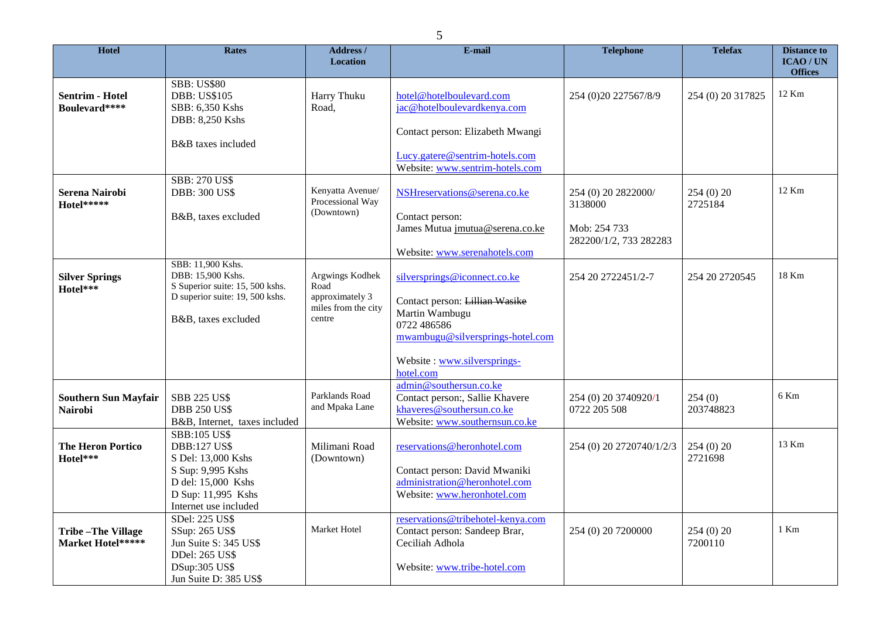| Hotel | Rates | Address / Location | E-mail | Telephone | Telefax | Distance to ICAO / UN Offices |
|---|---|---|---|---|---|---|
| **Sentrim - Hotel Boulevard****** | SBB: US$80<br>DBB: US$105<br>SBB: 6,350 Kshs<br>DBB: 8,250 Kshs<br><br>B&B taxes included | Harry Thuku Road, | hotel@hotelboulevard.com<br>jac@hotelboulevardkenya.com<br><br>Contact person: Elizabeth Mwangi<br><br>Lucy.gatere@sentrim-hotels.com<br>Website: www.sentrim-hotels.com | 254 (0)20 227567/8/9 | 254 (0) 20 317825 | 12 Km |
| **Serena Nairobi Hotel******* | SBB: 270 US$<br>DBB: 300 US$<br><br>B&B, taxes excluded | Kenyatta Avenue/ Processional Way (Downtown) | NSHreservations@serena.co.ke<br><br>Contact person:<br>James Mutua jmutua@serena.co.ke<br><br>Website: www.serenahotels.com | 254 (0) 20 2822000/ 3138000<br><br>Mob: 254 733 282200/1/2, 733 282283 | 254 (0) 20 2725184 | 12 Km |
| **Silver Springs Hotel***** | SBB: 11,900 Kshs.<br>DBB: 15,900 Kshs.<br>S Superior suite: 15, 500 kshs.<br>D superior suite: 19, 500 kshs.<br><br>B&B, taxes excluded | Argwings Kodhek Road approximately 3 miles from the city centre | silversprings@iconnect.co.ke<br><br>Contact person: ~~Lillian Wasike~~<br>Martin Wambugu<br>0722 486586<br>mwambugu@silversprings-hotel.com<br><br>Website : www.silversprings-hotel.com | 254 20 2722451/2-7 | 254 20 2720545 | 18 Km |
| **Southern Sun Mayfair Nairobi** | SBB 225 US$<br>DBB 250 US$<br>B&B, Internet, taxes included | Parklands Road and Mpaka Lane | admin@southersun.co.ke<br>Contact person:, Sallie Khavere<br>khaveres@southersun.co.ke<br>Website: www.southernsun.co.ke | 254 (0) 20 3740920/1<br>0722 205 508 | 254 (0) 203748823 | 6 Km |
| **The Heron Portico Hotel***** | SBB:105 US$<br>DBB:127 US$<br>S Del: 13,000 Kshs<br>S Sup: 9,995 Kshs<br>D del: 15,000 Kshs<br>D Sup: 11,995 Kshs<br>Internet use included | Milimani Road (Downtown) | reservations@heronhotel.com<br><br>Contact person: David Mwaniki<br>administration@heronhotel.com<br>Website: www.heronhotel.com | 254 (0) 20 2720740/1/2/3 | 254 (0) 20 2721698 | 13 Km |
| **Tribe –The Village Market Hotel******* | SDel: 225 US$<br>SSup: 265 US$<br>Jun Suite S: 345 US$<br>DDel: 265 US$<br>DSup:305 US$<br>Jun Suite D: 385 US$ | Market Hotel | reservations@tribehotel-kenya.com<br>Contact person: Sandeep Brar, Ceciliah Adhola<br><br>Website: www.tribe-hotel.com | 254 (0) 20 7200000 | 254 (0) 20 7200110 | 1 Km |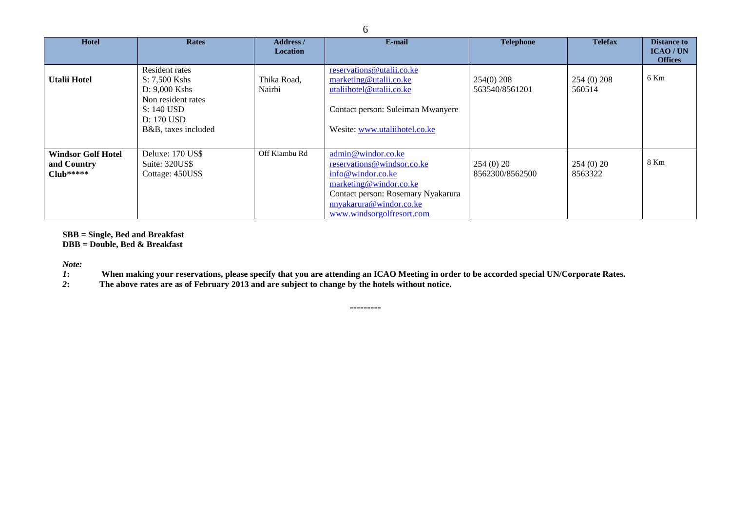| Hotel | Rates | Address / Location | E-mail | Telephone | Telefax | Distance to ICAO / UN Offices |
|---|---|---|---|---|---|---|
| **Utalii Hotel** | Resident rates<br>S: 7,500 Kshs<br>D: 9,000 Kshs<br>Non resident rates<br>S: 140 USD<br>D: 170 USD<br>B&B, taxes included | Thika Road, Nairbi | reservations@utalii.co.ke<br>marketing@utalii.co.ke<br>utaliihotel@utalii.co.ke<br><br>Contact person: Suleiman Mwanyere<br><br>Wesite: www.utaliihotel.co.ke | 254(0) 208 563540/8561201 | 254 (0) 208 560514 | 6 Km |
| **Windsor Golf Hotel and Country Club*\*\*\*\*** | Deluxe: 170 US$<br>Suite: 320US$<br>Cottage: 450US$ | Off Kiambu Rd | admin@windor.co.ke<br>reservations@windsor.co.ke<br>info@windor.co.ke<br>marketing@windor.co.ke<br>Contact person: Rosemary Nyakarura<br>nnyakarura@windor.co.ke<br>www.windsorgolfresort.com | 254 (0) 20 8562300/8562500 | 254 (0) 20 8563322 | 8 Km |

**SBB = Single, Bed and Breakfast**
**DBB = Double, Bed & Breakfast**

*Note:*

*1*: **When making your reservations, please specify that you are attending an ICAO Meeting in order to be accorded special UN/Corporate Rates.**

*2*: **The above rates are as of February 2013 and are subject to change by the hotels without notice.**

---------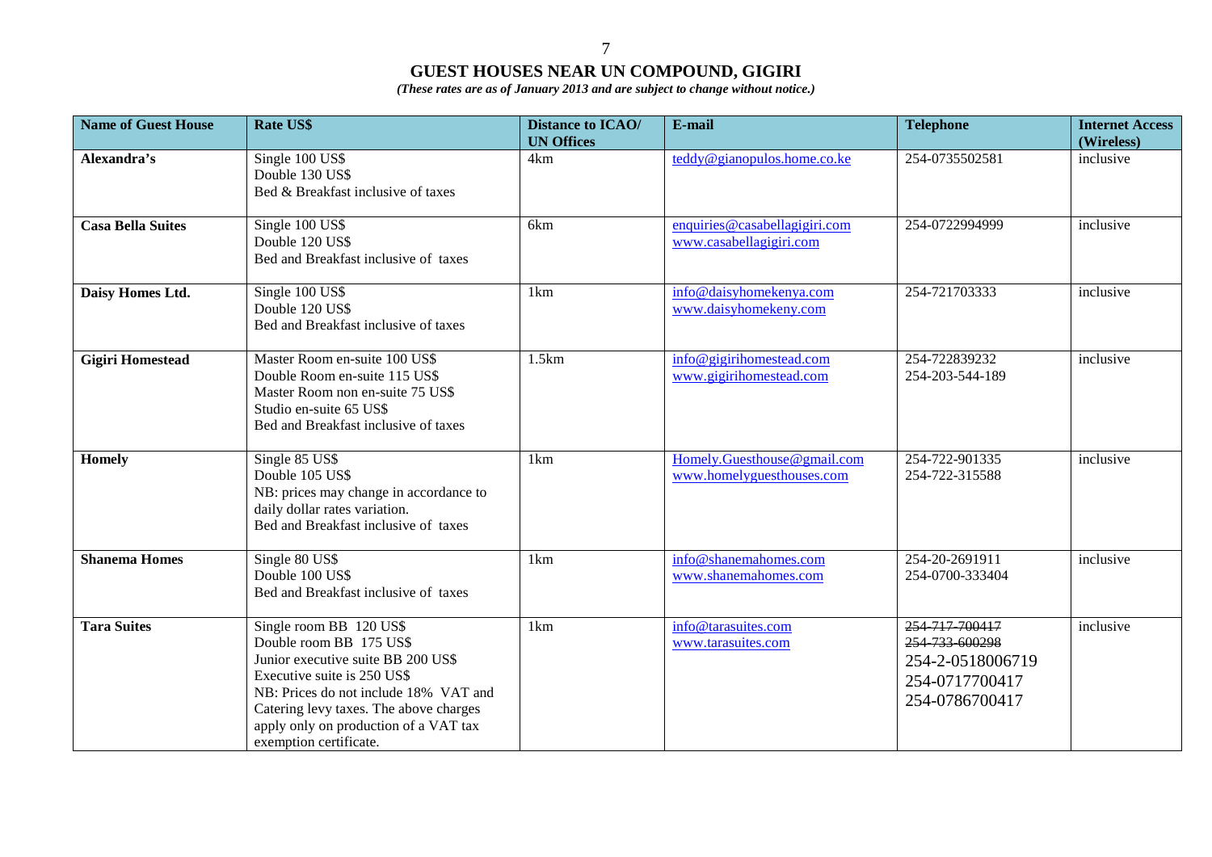# GUEST HOUSES NEAR UN COMPOUND, GIGIRI

*(These rates are as of January 2013 and are subject to change without notice.)*

| Name of Guest House | Rate US$ | Distance to ICAO/ UN Offices | E-mail | Telephone | Internet Access (Wireless) |
|---|---|---|---|---|---|
| **Alexandra's** | Single 100 US$<br>Double 130 US$<br>Bed & Breakfast inclusive of taxes | 4km | teddy@gianopulos.home.co.ke | 254-0735502581 | inclusive |
| **Casa Bella Suites** | Single 100 US$<br>Double 120 US$<br>Bed and Breakfast inclusive of taxes | 6km | enquiries@casabellagigiri.com<br>www.casabellagigiri.com | 254-0722994999 | inclusive |
| **Daisy Homes Ltd.** | Single 100 US$<br>Double 120 US$<br>Bed and Breakfast inclusive of taxes | 1km | info@daisyhomekenya.com<br>www.daisyhomekeny.com | 254-721703333 | inclusive |
| **Gigiri Homestead** | Master Room en-suite 100 US$<br>Double Room en-suite 115 US$<br>Master Room non en-suite 75 US$<br>Studio en-suite 65 US$<br>Bed and Breakfast inclusive of taxes | 1.5km | info@gigirihomestead.com<br>www.gigirihomestead.com | 254-722839232<br>254-203-544-189 | inclusive |
| **Homely** | Single 85 US$<br>Double 105 US$<br>NB: prices may change in accordance to daily dollar rates variation.<br>Bed and Breakfast inclusive of taxes | 1km | Homely.Guesthouse@gmail.com<br>www.homelyguesthouses.com | 254-722-901335<br>254-722-315588 | inclusive |
| **Shanema Homes** | Single 80 US$<br>Double 100 US$<br>Bed and Breakfast inclusive of taxes | 1km | info@shanemahomes.com<br>www.shanemahomes.com | 254-20-2691911<br>254-0700-333404 | inclusive |
| **Tara Suites** | Single room BB 120 US$<br>Double room BB 175 US$<br>Junior executive suite BB 200 US$<br>Executive suite is 250 US$<br>NB: Prices do not include 18% VAT and Catering levy taxes. The above charges apply only on production of a VAT tax exemption certificate. | 1km | info@tarasuites.com<br>www.tarasuites.com | ~~254-717-700417~~<br>~~254-733-600298~~<br>254-2-0518006719<br>254-0717700417<br>254-0786700417 | inclusive |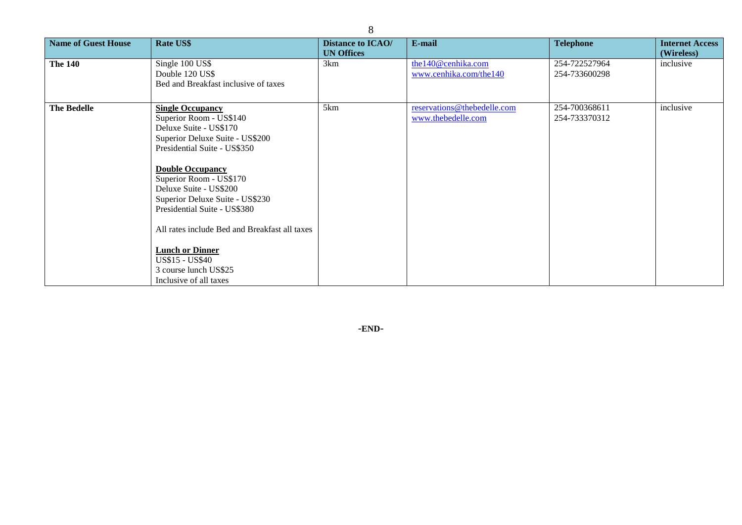| Name of Guest House | Rate US$ | Distance to ICAO/ UN Offices | E-mail | Telephone | Internet Access (Wireless) |
|---|---|---|---|---|---|
| **The 140** | Single 100 US$<br>Double 120 US$<br>Bed and Breakfast inclusive of taxes | 3km | the140@cenhika.com<br>www.cenhika.com/the140 | 254-722527964<br>254-733600298 | inclusive |
| **The Bedelle** | **Single Occupancy**<br>Superior Room - US$140<br>Deluxe Suite - US$170<br>Superior Deluxe Suite - US$200<br>Presidential Suite - US$350<br><br>**Double Occupancy**<br>Superior Room - US$170<br>Deluxe Suite - US$200<br>Superior Deluxe Suite - US$230<br>Presidential Suite - US$380<br><br>All rates include Bed and Breakfast all taxes<br><br>**Lunch or Dinner**<br>US$15 - US$40<br>3 course lunch US$25<br>Inclusive of all taxes | 5km | reservations@thebedelle.com<br>www.thebedelle.com | 254-700368611<br>254-733370312 | inclusive |

**-END-**